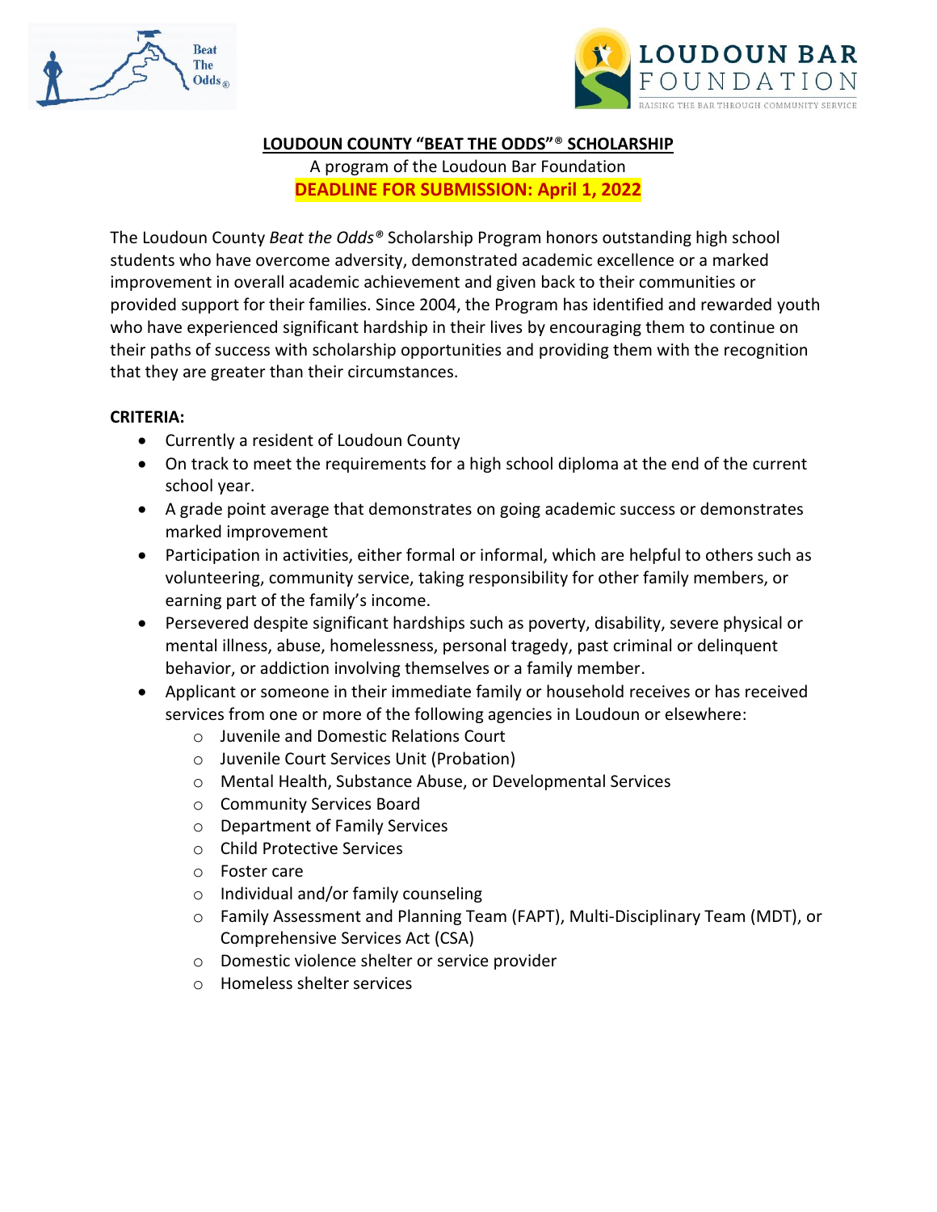# LOUDOUN COUNTY "BEAT THE ODDS"® SCHOLARSHIP

A program of the Loudoun Bar Foundation

**DEADLINE FOR SUBMISSION: April 1, 2022**

The Loudoun County *Beat the Odds®* Scholarship Program honors outstanding high school students who have overcome adversity, demonstrated academic excellence or a marked improvement in overall academic achievement and given back to their communities or provided support for their families. Since 2004, the Program has identified and rewarded youth who have experienced significant hardship in their lives by encouraging them to continue on their paths of success with scholarship opportunities and providing them with the recognition that they are greater than their circumstances.

**CRITERIA:**

- Currently a resident of Loudoun County
- On track to meet the requirements for a high school diploma at the end of the current school year.
- A grade point average that demonstrates on going academic success or demonstrates marked improvement
- Participation in activities, either formal or informal, which are helpful to others such as volunteering, community service, taking responsibility for other family members, or earning part of the family's income.
- Persevered despite significant hardships such as poverty, disability, severe physical or mental illness, abuse, homelessness, personal tragedy, past criminal or delinquent behavior, or addiction involving themselves or a family member.
- Applicant or someone in their immediate family or household receives or has received services from one or more of the following agencies in Loudoun or elsewhere:
  - Juvenile and Domestic Relations Court
  - Juvenile Court Services Unit (Probation)
  - Mental Health, Substance Abuse, or Developmental Services
  - Community Services Board
  - Department of Family Services
  - Child Protective Services
  - Foster care
  - Individual and/or family counseling
  - Family Assessment and Planning Team (FAPT), Multi-Disciplinary Team (MDT), or Comprehensive Services Act (CSA)
  - Domestic violence shelter or service provider
  - Homeless shelter services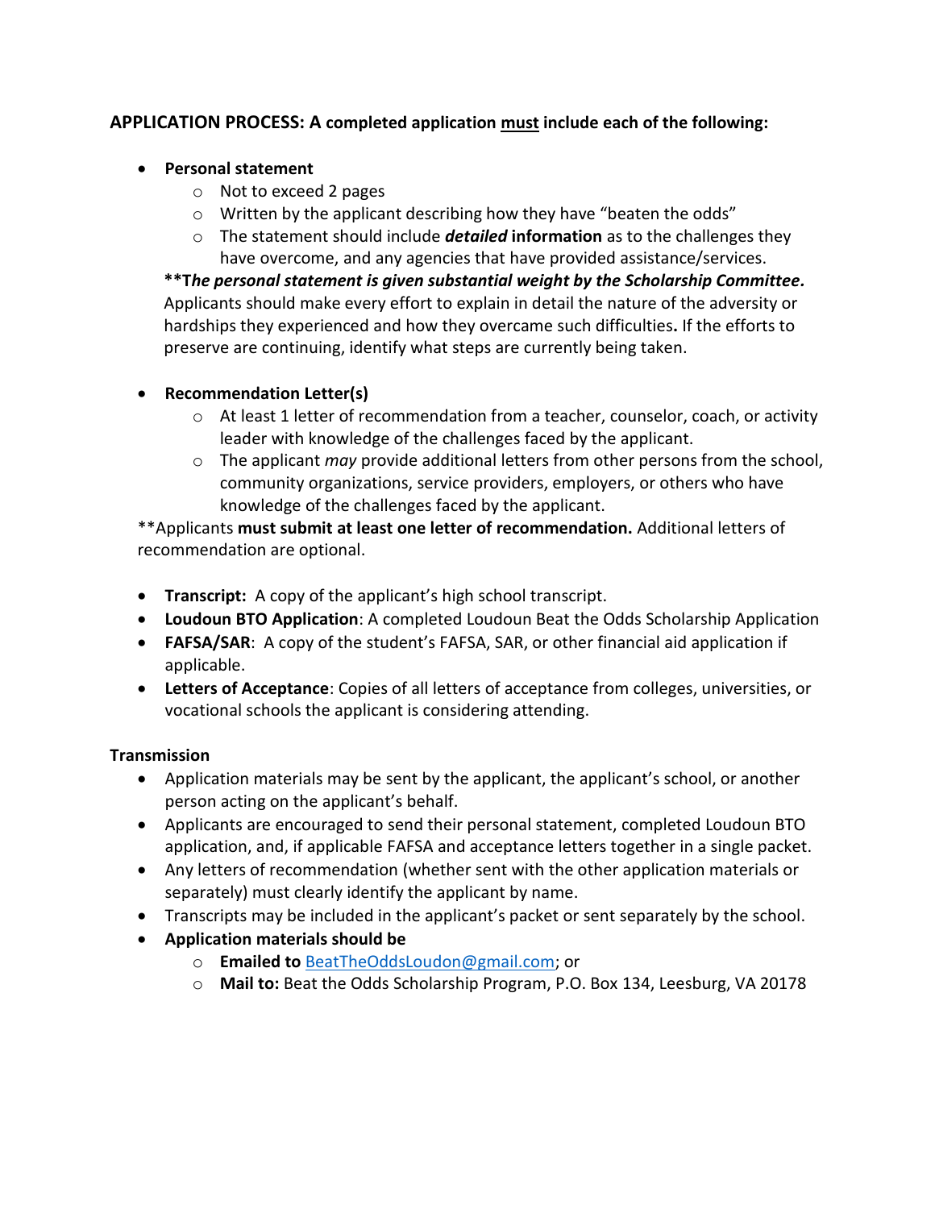**APPLICATION PROCESS: A completed application <u>must</u> include each of the following:**

- **Personal statement**
  - Not to exceed 2 pages
  - Written by the applicant describing how they have "beaten the odds"
  - The statement should include ***detailed*** **information** as to the challenges they have overcome, and any agencies that have provided assistance/services.

  **\*\*T*he personal statement is given substantial weight by the Scholarship Committee.*** Applicants should make every effort to explain in detail the nature of the adversity or hardships they experienced and how they overcame such difficulties**.** If the efforts to preserve are continuing, identify what steps are currently being taken.

- **Recommendation Letter(s)**
  - At least 1 letter of recommendation from a teacher, counselor, coach, or activity leader with knowledge of the challenges faced by the applicant.
  - The applicant *may* provide additional letters from other persons from the school, community organizations, service providers, employers, or others who have knowledge of the challenges faced by the applicant.

\*\*Applicants **must submit at least one letter of recommendation.** Additional letters of recommendation are optional.

- **Transcript:** A copy of the applicant's high school transcript.
- **Loudoun BTO Application**: A completed Loudoun Beat the Odds Scholarship Application
- **FAFSA/SAR**: A copy of the student's FAFSA, SAR, or other financial aid application if applicable.
- **Letters of Acceptance**: Copies of all letters of acceptance from colleges, universities, or vocational schools the applicant is considering attending.

**Transmission**

- Application materials may be sent by the applicant, the applicant's school, or another person acting on the applicant's behalf.
- Applicants are encouraged to send their personal statement, completed Loudoun BTO application, and, if applicable FAFSA and acceptance letters together in a single packet.
- Any letters of recommendation (whether sent with the other application materials or separately) must clearly identify the applicant by name.
- Transcripts may be included in the applicant's packet or sent separately by the school.
- **Application materials should be**
  - **Emailed to** BeatTheOddsLoudon@gmail.com; or
  - **Mail to:** Beat the Odds Scholarship Program, P.O. Box 134, Leesburg, VA 20178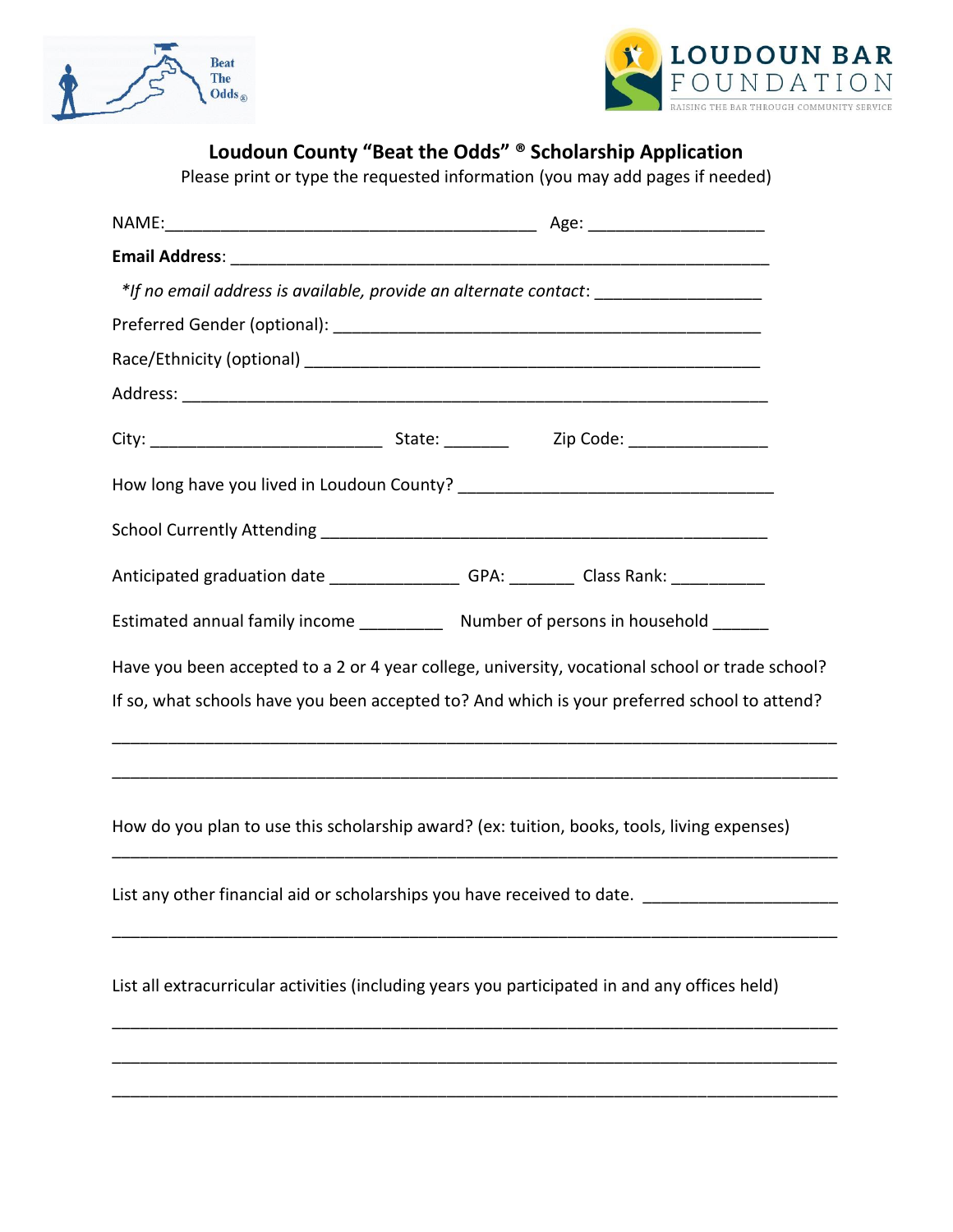Beat The Odds®

LOUDOUN BAR FOUNDATION
RAISING THE BAR THROUGH COMMUNITY SERVICE

## Loudoun County "Beat the Odds" ® Scholarship Application

Please print or type the requested information (you may add pages if needed)

NAME:________________________________________ Age: ___________________

**Email Address**: __________________________________________________________

*\*If no email address is available, provide an alternate contact*: __________________

Preferred Gender (optional): _______________________________________________

Race/Ethnicity (optional) __________________________________________________

Address: _______________________________________________________________

City: _________________________ State: _______ Zip Code: _______________

How long have you lived in Loudoun County? __________________________________

School Currently Attending _________________________________________________

Anticipated graduation date ______________ GPA: _______ Class Rank: __________

Estimated annual family income _________ Number of persons in household ______

Have you been accepted to a 2 or 4 year college, university, vocational school or trade school? If so, what schools have you been accepted to? And which is your preferred school to attend?

_______________________________________________________________________________

_______________________________________________________________________________

How do you plan to use this scholarship award? (ex: tuition, books, tools, living expenses)

_______________________________________________________________________________

List any other financial aid or scholarships you have received to date. ____________________

_______________________________________________________________________________

List all extracurricular activities (including years you participated in and any offices held)

_______________________________________________________________________________

_______________________________________________________________________________

_______________________________________________________________________________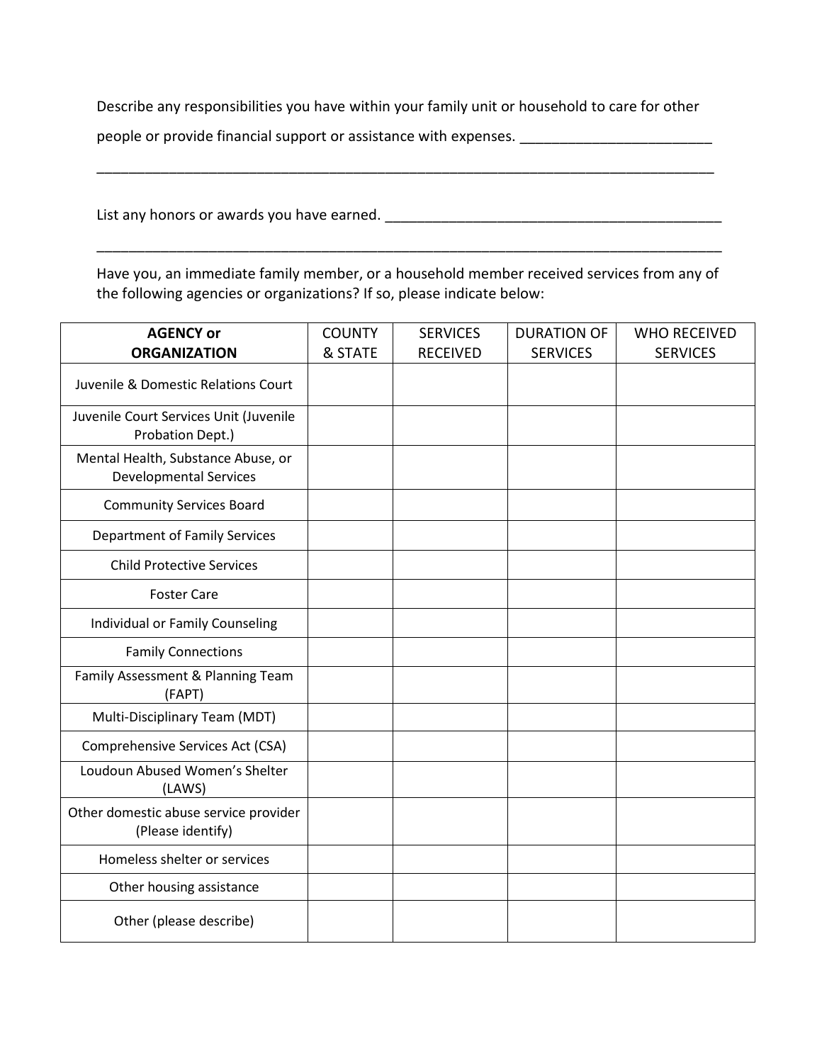Describe any responsibilities you have within your family unit or household to care for other people or provide financial support or assistance with expenses. ________________________

________________________________________________________________________________

List any honors or awards you have earned. ___________________________________________

________________________________________________________________________________

Have you, an immediate family member, or a household member received services from any of the following agencies or organizations? If so, please indicate below:

| **AGENCY or ORGANIZATION** | COUNTY & STATE | SERVICES RECEIVED | DURATION OF SERVICES | WHO RECEIVED SERVICES |
|---|---|---|---|---|
| Juvenile & Domestic Relations Court | | | | |
| Juvenile Court Services Unit (Juvenile Probation Dept.) | | | | |
| Mental Health, Substance Abuse, or Developmental Services | | | | |
| Community Services Board | | | | |
| Department of Family Services | | | | |
| Child Protective Services | | | | |
| Foster Care | | | | |
| Individual or Family Counseling | | | | |
| Family Connections | | | | |
| Family Assessment & Planning Team (FAPT) | | | | |
| Multi-Disciplinary Team (MDT) | | | | |
| Comprehensive Services Act (CSA) | | | | |
| Loudoun Abused Women's Shelter (LAWS) | | | | |
| Other domestic abuse service provider (Please identify) | | | | |
| Homeless shelter or services | | | | |
| Other housing assistance | | | | |
| Other (please describe) | | | | |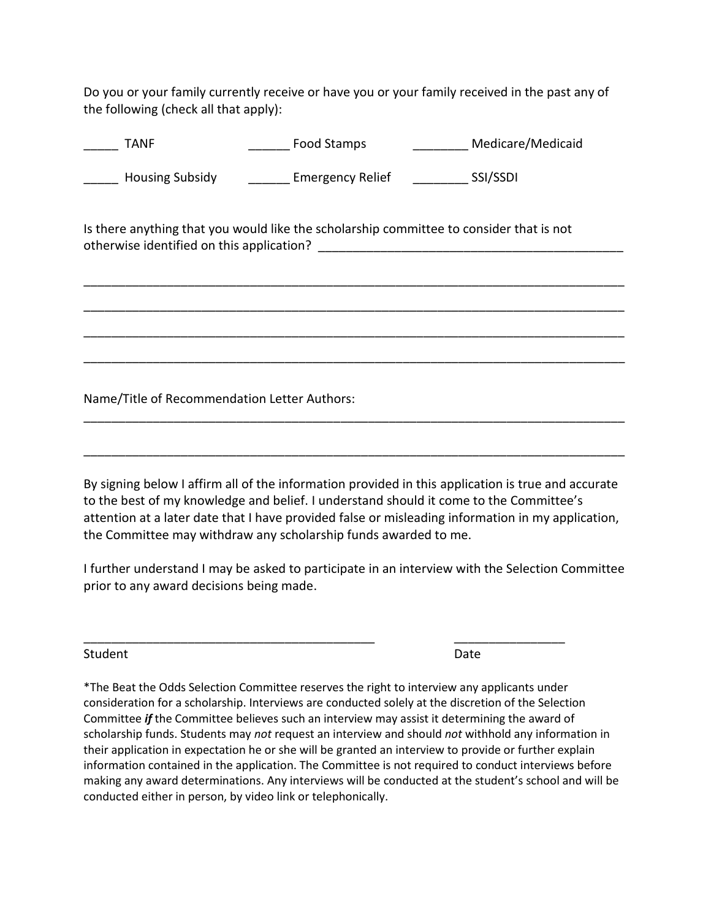Do you or your family currently receive or have you or your family received in the past any of the following (check all that apply):

_____ TANF          ______ Food Stamps          ________ Medicare/Medicaid

_____ Housing Subsidy          ______ Emergency Relief          ________ SSI/SSDI

Is there anything that you would like the scholarship committee to consider that is not otherwise identified on this application? _____________________________________________

_______________________________________________________________________________

_______________________________________________________________________________

_______________________________________________________________________________

_______________________________________________________________________________

Name/Title of Recommendation Letter Authors:

_______________________________________________________________________________

_______________________________________________________________________________

By signing below I affirm all of the information provided in this application is true and accurate to the best of my knowledge and belief. I understand should it come to the Committee's attention at a later date that I have provided false or misleading information in my application, the Committee may withdraw any scholarship funds awarded to me.

I further understand I may be asked to participate in an interview with the Selection Committee prior to any award decisions being made.

_________________________________________          ________________

Student          Date

*The Beat the Odds Selection Committee reserves the right to interview any applicants under consideration for a scholarship. Interviews are conducted solely at the discretion of the Selection Committee ***if*** the Committee believes such an interview may assist it determining the award of scholarship funds. Students may *not* request an interview and should *not* withhold any information in their application in expectation he or she will be granted an interview to provide or further explain information contained in the application. The Committee is not required to conduct interviews before making any award determinations. Any interviews will be conducted at the student's school and will be conducted either in person, by video link or telephonically.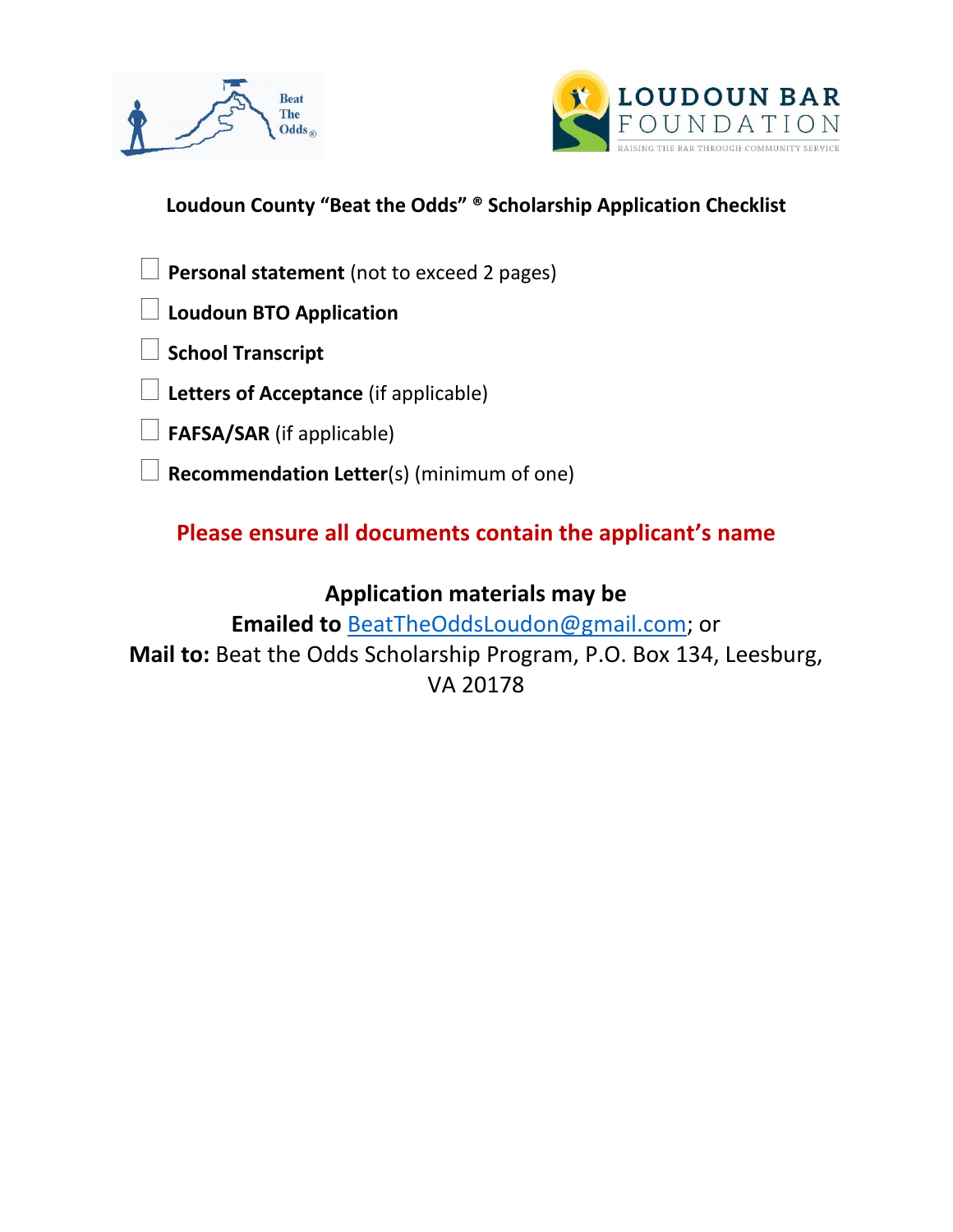**Loudoun County "Beat the Odds" ® Scholarship Application Checklist**

- ☐ **Personal statement** (not to exceed 2 pages)
- ☐ **Loudoun BTO Application**
- ☐ **School Transcript**
- ☐ **Letters of Acceptance** (if applicable)
- ☐ **FAFSA/SAR** (if applicable)
- ☐ **Recommendation Letter**(s) (minimum of one)

**Please ensure all documents contain the applicant's name**

**Application materials may be**
**Emailed to** BeatTheOddsLoudon@gmail.com; or
**Mail to:** Beat the Odds Scholarship Program, P.O. Box 134, Leesburg, VA 20178